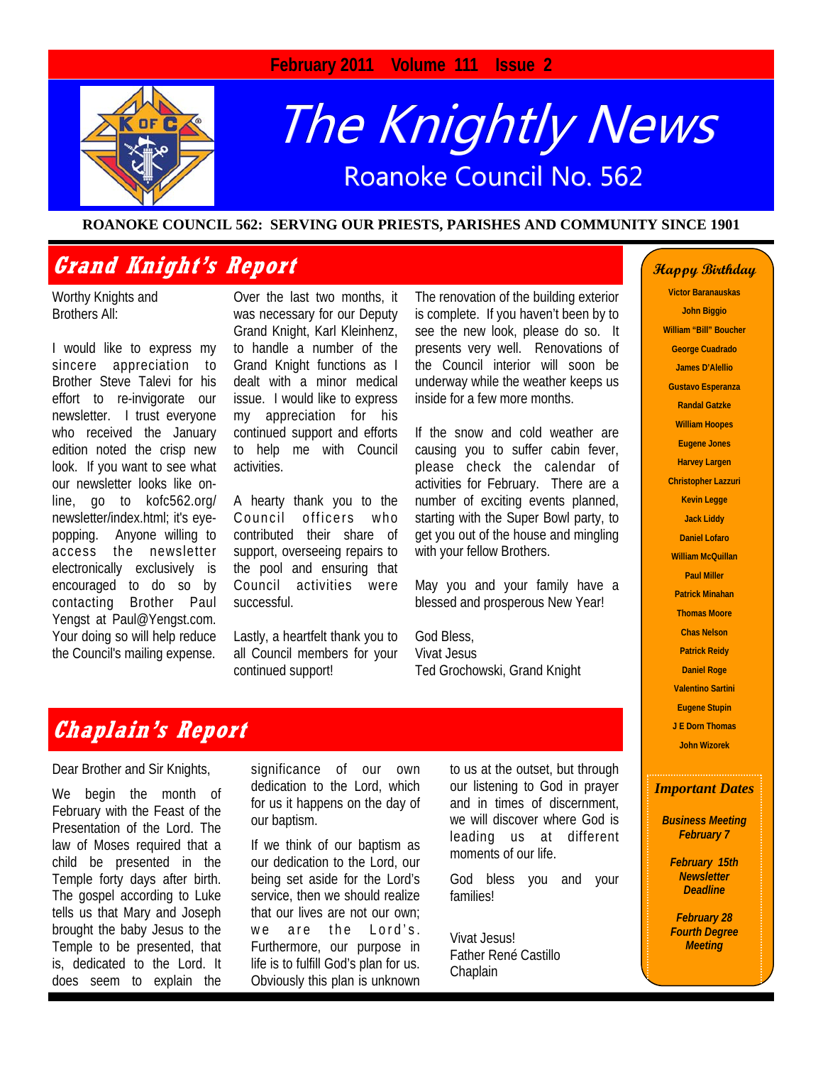February 2011 Volume 111 Issue 2

# The Knightly News

## Roanoke Council No. 562

**ROANOKE COUNCIL 562: SERVING OUR PRIESTS, PARISHES AND COMMUNITY SINCE 1901**

## Grand Knight's Report

Worthy Knights and Brothers All:

I would like to express my sincere appreciation to Brother Steve Talevi for his effort to re-invigorate our newsletter. I trust everyone who received the January edition noted the crisp new look. If you want to see what our newsletter looks like on-line, go to kofc562.org/newsletter/index.html; it's eye-popping. Anyone willing to access the newsletter electronically exclusively is encouraged to do so by contacting Brother Paul Yengst at Paul@Yengst.com. Your doing so will help reduce the Council's mailing expense.

Over the last two months, it was necessary for our Deputy Grand Knight, Karl Kleinhenz, to handle a number of the Grand Knight functions as I dealt with a minor medical issue. I would like to express my appreciation for his continued support and efforts to help me with Council activities.

A hearty thank you to the Council officers who contributed their share of support, overseeing repairs to the pool and ensuring that Council activities were successful.

Lastly, a heartfelt thank you to all Council members for your continued support!

The renovation of the building exterior is complete. If you haven't been by to see the new look, please do so. It presents very well. Renovations of the Council interior will soon be underway while the weather keeps us inside for a few more months.

If the snow and cold weather are causing you to suffer cabin fever, please check the calendar of activities for February. There are a number of exciting events planned, starting with the Super Bowl party, to get you out of the house and mingling with your fellow Brothers.

May you and your family have a blessed and prosperous New Year!

God Bless,
Vivat Jesus
Ted Grochowski, Grand Knight

## Chaplain's Report

Dear Brother and Sir Knights,

We begin the month of February with the Feast of the Presentation of the Lord. The law of Moses required that a child be presented in the Temple forty days after birth. The gospel according to Luke tells us that Mary and Joseph brought the baby Jesus to the Temple to be presented, that is, dedicated to the Lord. It does seem to explain the significance of our own dedication to the Lord, which for us it happens on the day of our baptism.

If we think of our baptism as our dedication to the Lord, our being set aside for the Lord's service, then we should realize that our lives are not our own; we are the Lord's. Furthermore, our purpose in life is to fulfill God's plan for us. Obviously this plan is unknown to us at the outset, but through our listening to God in prayer and in times of discernment, we will discover where God is leading us at different moments of our life.

God bless you and your families!

Vivat Jesus!
Father René Castillo
Chaplain

### Happy Birthday

Victor Baranauskas
John Biggio
William "Bill" Boucher
George Cuadrado
James D'Alellio
Gustavo Esperanza
Randal Gatzke
William Hoopes
Eugene Jones
Harvey Largen
Christopher Lazzuri
Kevin Legge
Jack Liddy
Daniel Lofaro
William McQuillan
Paul Miller
Patrick Minahan
Thomas Moore
Chas Nelson
Patrick Reidy
Daniel Roge
Valentino Sartini
Eugene Stupin
J E Dorn Thomas
John Wizorek

### Important Dates

***Business Meeting February 7***

***February 15th Newsletter Deadline***

***February 28 Fourth Degree Meeting***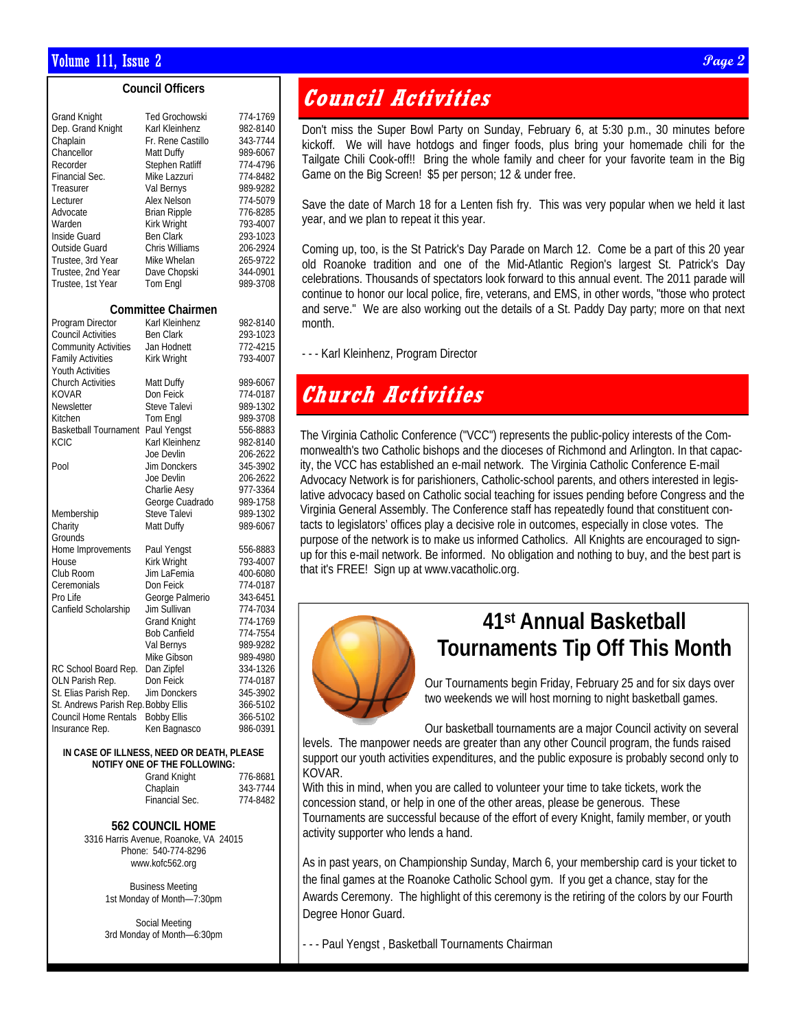## Council Officers

| | | |
|---|---|---|
| Grand Knight | Ted Grochowski | 774-1769 |
| Dep. Grand Knight | Karl Kleinhenz | 982-8140 |
| Chaplain | Fr. Rene Castillo | 343-7744 |
| Chancellor | Matt Duffy | 989-6067 |
| Recorder | Stephen Ratliff | 774-4796 |
| Financial Sec. | Mike Lazzuri | 774-8482 |
| Treasurer | Val Bernys | 989-9282 |
| Lecturer | Alex Nelson | 774-5079 |
| Advocate | Brian Ripple | 776-8285 |
| Warden | Kirk Wright | 793-4007 |
| Inside Guard | Ben Clark | 293-1023 |
| Outside Guard | Chris Williams | 206-2924 |
| Trustee, 3rd Year | Mike Whelan | 265-9722 |
| Trustee, 2nd Year | Dave Chopski | 344-0901 |
| Trustee, 1st Year | Tom Engl | 989-3708 |

## Committee Chairmen

| | | |
|---|---|---|
| Program Director | Karl Kleinhenz | 982-8140 |
| Council Activities | Ben Clark | 293-1023 |
| Community Activities | Jan Hodnett | 772-4215 |
| Family Activities | Kirk Wright | 793-4007 |
| Youth Activities | | |
| Church Activities | Matt Duffy | 989-6067 |
| KOVAR | Don Feick | 774-0187 |
| Newsletter | Steve Talevi | 989-1302 |
| Kitchen | Tom Engl | 989-3708 |
| Basketball Tournament | Paul Yengst | 556-8883 |
| KCIC | Karl Kleinhenz | 982-8140 |
| | Joe Devlin | 206-2622 |
| Pool | Jim Donckers | 345-3902 |
| | Joe Devlin | 206-2622 |
| | Charlie Aesy | 977-3364 |
| | George Cuadrado | 989-1758 |
| Membership | Steve Talevi | 989-1302 |
| Charity | Matt Duffy | 989-6067 |
| Grounds | | |
| Home Improvements | Paul Yengst | 556-8883 |
| House | Kirk Wright | 793-4007 |
| Club Room | Jim LaFemia | 400-6080 |
| Ceremonials | Don Feick | 774-0187 |
| Pro Life | George Palmerio | 343-6451 |
| Canfield Scholarship | Jim Sullivan | 774-7034 |
| | Grand Knight | 774-1769 |
| | Bob Canfield | 774-7554 |
| | Val Bernys | 989-9282 |
| | Mike Gibson | 989-4980 |
| RC School Board Rep. | Dan Zipfel | 334-1326 |
| OLN Parish Rep. | Don Feick | 774-0187 |
| St. Elias Parish Rep. | Jim Donckers | 345-3902 |
| St. Andrews Parish Rep. | Bobby Ellis | 366-5102 |
| Council Home Rentals | Bobby Ellis | 366-5102 |
| Insurance Rep. | Ken Bagnasco | 986-0391 |

**IN CASE OF ILLNESS, NEED OR DEATH, PLEASE NOTIFY ONE OF THE FOLLOWING:**

| | |
|---|---|
| Grand Knight | 776-8681 |
| Chaplain | 343-7744 |
| Financial Sec. | 774-8482 |

**562 COUNCIL HOME**

3316 Harris Avenue, Roanoke, VA 24015
Phone: 540-774-8296
www.kofc562.org

Business Meeting
1st Monday of Month—7:30pm

Social Meeting
3rd Monday of Month—6:30pm

# Council Activities

Don't miss the Super Bowl Party on Sunday, February 6, at 5:30 p.m., 30 minutes before kickoff. We will have hotdogs and finger foods, plus bring your homemade chili for the Tailgate Chili Cook-off!! Bring the whole family and cheer for your favorite team in the Big Game on the Big Screen! $5 per person; 12 & under free.

Save the date of March 18 for a Lenten fish fry. This was very popular when we held it last year, and we plan to repeat it this year.

Coming up, too, is the St Patrick's Day Parade on March 12. Come be a part of this 20 year old Roanoke tradition and one of the Mid-Atlantic Region's largest St. Patrick's Day celebrations. Thousands of spectators look forward to this annual event. The 2011 parade will continue to honor our local police, fire, veterans, and EMS, in other words, "those who protect and serve." We are also working out the details of a St. Paddy Day party; more on that next month.

- - - Karl Kleinhenz, Program Director

# Church Activities

The Virginia Catholic Conference ("VCC") represents the public-policy interests of the Commonwealth's two Catholic bishops and the dioceses of Richmond and Arlington. In that capacity, the VCC has established an e-mail network. The Virginia Catholic Conference E-mail Advocacy Network is for parishioners, Catholic-school parents, and others interested in legislative advocacy based on Catholic social teaching for issues pending before Congress and the Virginia General Assembly. The Conference staff has repeatedly found that constituent contacts to legislators' offices play a decisive role in outcomes, especially in close votes. The purpose of the network is to make us informed Catholics. All Knights are encouraged to sign-up for this e-mail network. Be informed. No obligation and nothing to buy, and the best part is that it's FREE! Sign up at www.vacatholic.org.

## 41st Annual Basketball Tournaments Tip Off This Month

Our Tournaments begin Friday, February 25 and for six days over two weekends we will host morning to night basketball games.

Our basketball tournaments are a major Council activity on several levels. The manpower needs are greater than any other Council program, the funds raised support our youth activities expenditures, and the public exposure is probably second only to KOVAR.

With this in mind, when you are called to volunteer your time to take tickets, work the concession stand, or help in one of the other areas, please be generous. These Tournaments are successful because of the effort of every Knight, family member, or youth activity supporter who lends a hand.

As in past years, on Championship Sunday, March 6, your membership card is your ticket to the final games at the Roanoke Catholic School gym. If you get a chance, stay for the Awards Ceremony. The highlight of this ceremony is the retiring of the colors by our Fourth Degree Honor Guard.

- - - Paul Yengst , Basketball Tournaments Chairman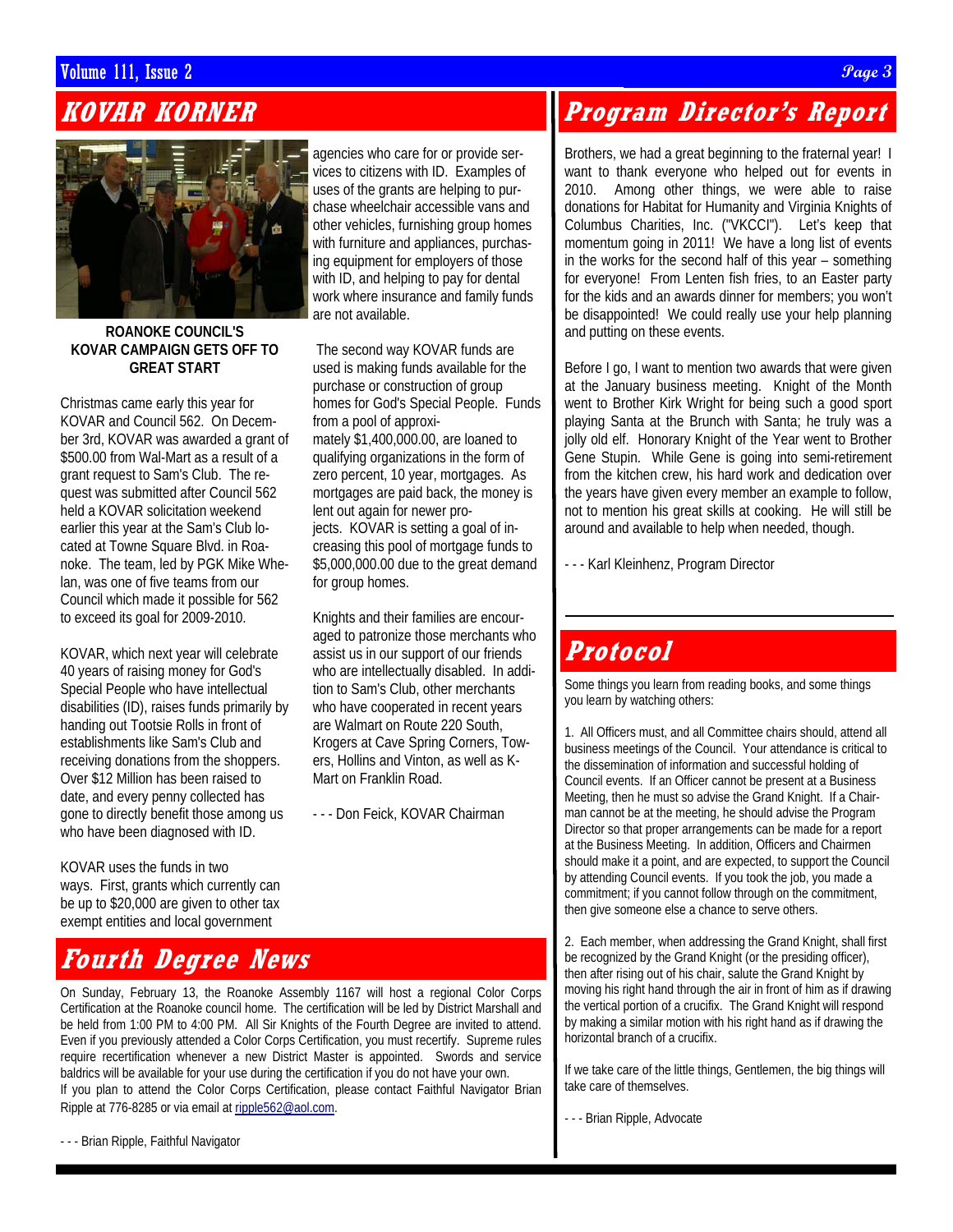## KOVAR KORNER

**ROANOKE COUNCIL'S KOVAR CAMPAIGN GETS OFF TO GREAT START**

Christmas came early this year for KOVAR and Council 562. On December 3rd, KOVAR was awarded a grant of $500.00 from Wal-Mart as a result of a grant request to Sam's Club. The request was submitted after Council 562 held a KOVAR solicitation weekend earlier this year at the Sam's Club located at Towne Square Blvd. in Roanoke. The team, led by PGK Mike Whelan, was one of five teams from our Council which made it possible for 562 to exceed its goal for 2009-2010.

KOVAR, which next year will celebrate 40 years of raising money for God's Special People who have intellectual disabilities (ID), raises funds primarily by handing out Tootsie Rolls in front of establishments like Sam's Club and receiving donations from the shoppers. Over $12 Million has been raised to date, and every penny collected has gone to directly benefit those among us who have been diagnosed with ID.

KOVAR uses the funds in two ways. First, grants which currently can be up to $20,000 are given to other tax exempt entities and local government agencies who care for or provide services to citizens with ID. Examples of uses of the grants are helping to purchase wheelchair accessible vans and other vehicles, furnishing group homes with furniture and appliances, purchasing equipment for employers of those with ID, and helping to pay for dental work where insurance and family funds are not available.

The second way KOVAR funds are used is making funds available for the purchase or construction of group homes for God's Special People. Funds from a pool of approximately $1,400,000.00, are loaned to qualifying organizations in the form of zero percent, 10 year, mortgages. As mortgages are paid back, the money is lent out again for newer projects. KOVAR is setting a goal of increasing this pool of mortgage funds to $5,000,000.00 due to the great demand for group homes.

Knights and their families are encouraged to patronize those merchants who assist us in our support of our friends who are intellectually disabled. In addition to Sam's Club, other merchants who have cooperated in recent years are Walmart on Route 220 South, Krogers at Cave Spring Corners, Towers, Hollins and Vinton, as well as K-Mart on Franklin Road.

- - - Don Feick, KOVAR Chairman

## Fourth Degree News

On Sunday, February 13, the Roanoke Assembly 1167 will host a regional Color Corps Certification at the Roanoke council home. The certification will be led by District Marshall and be held from 1:00 PM to 4:00 PM. All Sir Knights of the Fourth Degree are invited to attend. Even if you previously attended a Color Corps Certification, you must recertify. Supreme rules require recertification whenever a new District Master is appointed. Swords and service baldrics will be available for your use during the certification if you do not have your own.
If you plan to attend the Color Corps Certification, please contact Faithful Navigator Brian Ripple at 776-8285 or via email at ripple562@aol.com.

- - - Brian Ripple, Faithful Navigator

## Program Director's Report

Brothers, we had a great beginning to the fraternal year! I want to thank everyone who helped out for events in 2010. Among other things, we were able to raise donations for Habitat for Humanity and Virginia Knights of Columbus Charities, Inc. ("VKCCI"). Let's keep that momentum going in 2011! We have a long list of events in the works for the second half of this year – something for everyone! From Lenten fish fries, to an Easter party for the kids and an awards dinner for members; you won't be disappointed! We could really use your help planning and putting on these events.

Before I go, I want to mention two awards that were given at the January business meeting. Knight of the Month went to Brother Kirk Wright for being such a good sport playing Santa at the Brunch with Santa; he truly was a jolly old elf. Honorary Knight of the Year went to Brother Gene Stupin. While Gene is going into semi-retirement from the kitchen crew, his hard work and dedication over the years have given every member an example to follow, not to mention his great skills at cooking. He will still be around and available to help when needed, though.

- - - Karl Kleinhenz, Program Director

## Protocol

Some things you learn from reading books, and some things you learn by watching others:

1. All Officers must, and all Committee chairs should, attend all business meetings of the Council. Your attendance is critical to the dissemination of information and successful holding of Council events. If an Officer cannot be present at a Business Meeting, then he must so advise the Grand Knight. If a Chairman cannot be at the meeting, he should advise the Program Director so that proper arrangements can be made for a report at the Business Meeting. In addition, Officers and Chairmen should make it a point, and are expected, to support the Council by attending Council events. If you took the job, you made a commitment; if you cannot follow through on the commitment, then give someone else a chance to serve others.

2. Each member, when addressing the Grand Knight, shall first be recognized by the Grand Knight (or the presiding officer), then after rising out of his chair, salute the Grand Knight by moving his right hand through the air in front of him as if drawing the vertical portion of a crucifix. The Grand Knight will respond by making a similar motion with his right hand as if drawing the horizontal branch of a crucifix.

If we take care of the little things, Gentlemen, the big things will take care of themselves.

- - - Brian Ripple, Advocate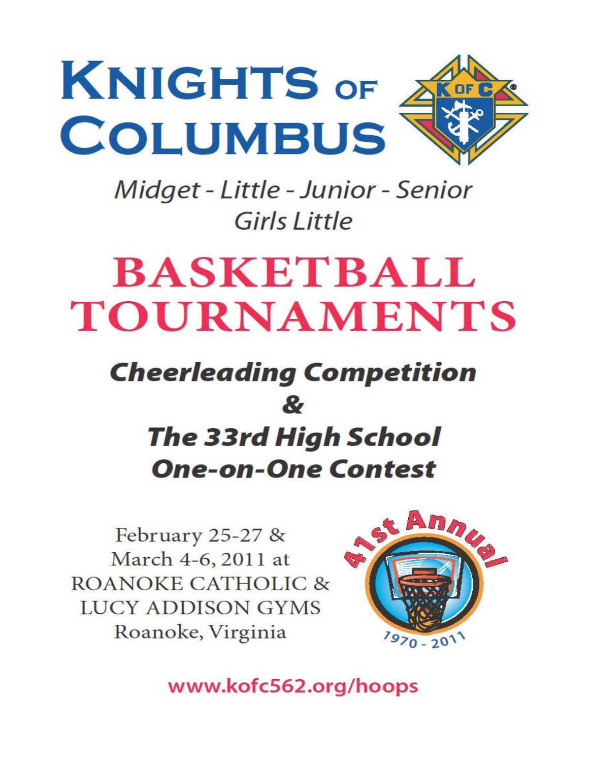# KNIGHTS OF COLUMBUS

*Midget - Little - Junior - Senior*
*Girls Little*

# BASKETBALL TOURNAMENTS

***Cheerleading Competition***

***&***

***The 33rd High School One-on-One Contest***

February 25-27 &
March 4-6, 2011 at
ROANOKE CATHOLIC &
LUCY ADDISON GYMS
Roanoke, Virginia

41st Annual
1970 - 2011

www.kofc562.org/hoops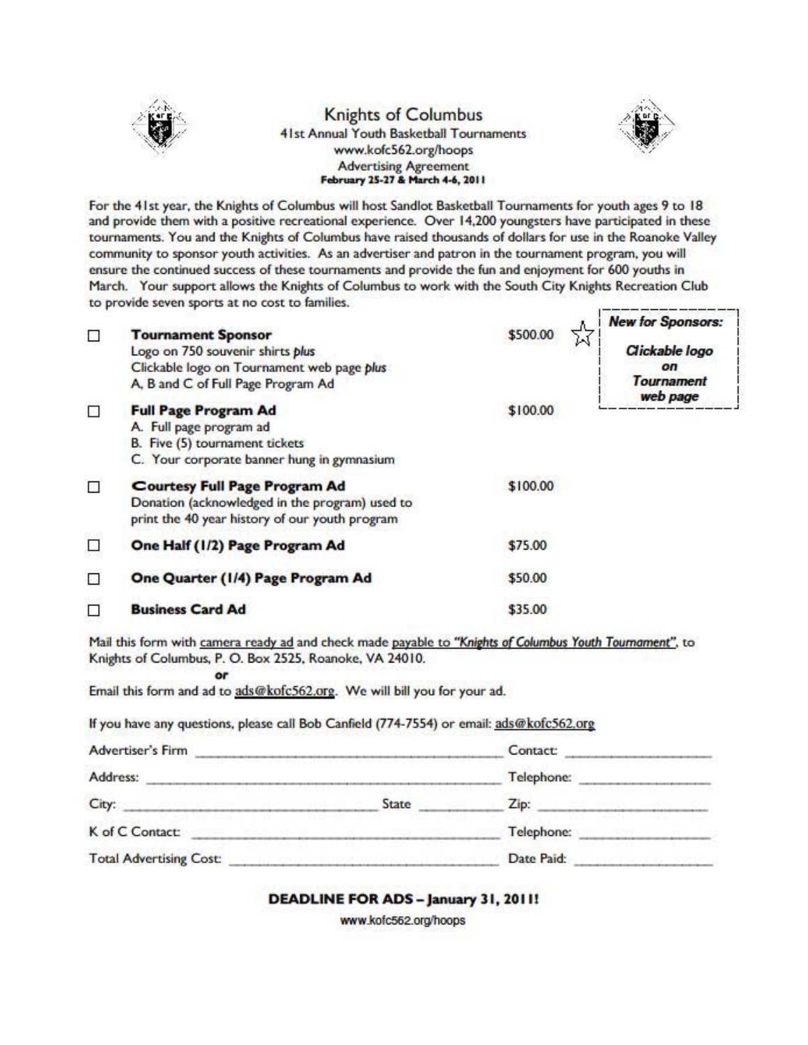# Knights of Columbus

41st Annual Youth Basketball Tournaments

www.kofc562.org/hoops

Advertising Agreement

**February 25-27 & March 4-6, 2011**

For the 41st year, the Knights of Columbus will host Sandlot Basketball Tournaments for youth ages 9 to 18 and provide them with a positive recreational experience. Over 14,200 youngsters have participated in these tournaments. You and the Knights of Columbus have raised thousands of dollars for use in the Roanoke Valley community to sponsor youth activities. As an advertiser and patron in the tournament program, you will ensure the continued success of these tournaments and provide the fun and enjoyment for 600 youths in March. Your support allows the Knights of Columbus to work with the South City Knights Recreation Club to provide seven sports at no cost to families.

***New for Sponsors:***

***Clickable logo on Tournament web page***

- ☐ **Tournament Sponsor** — $500.00 ☆
  Logo on 750 souvenir shirts *plus*
  Clickable logo on Tournament web page *plus*
  A, B and C of Full Page Program Ad
- ☐ **Full Page Program Ad** — $100.00
  A. Full page program ad
  B. Five (5) tournament tickets
  C. Your corporate banner hung in gymnasium
- ☐ **Courtesy Full Page Program Ad** — $100.00
  Donation (acknowledged in the program) used to print the 40 year history of our youth program
- ☐ **One Half (1/2) Page Program Ad** — $75.00
- ☐ **One Quarter (1/4) Page Program Ad** — $50.00
- ☐ **Business Card Ad** — $35.00

Mail this form with camera ready ad and check made payable to *"Knights of Columbus Youth Tournament"*, to Knights of Columbus, P. O. Box 2525, Roanoke, VA 24010.

***or***

Email this form and ad to ads@kofc562.org. We will bill you for your ad.

If you have any questions, please call Bob Canfield (774-7554) or email: ads@kofc562.org

Advertiser's Firm ______________________ Contact: ______________

Address: ______________________ Telephone: ______________

City: ______________ State ________ Zip: ______________

K of C Contact: ______________________ Telephone: ______________

Total Advertising Cost: ______________________ Date Paid: ______________

**DEADLINE FOR ADS – January 31, 2011!**

www.kofc562.org/hoops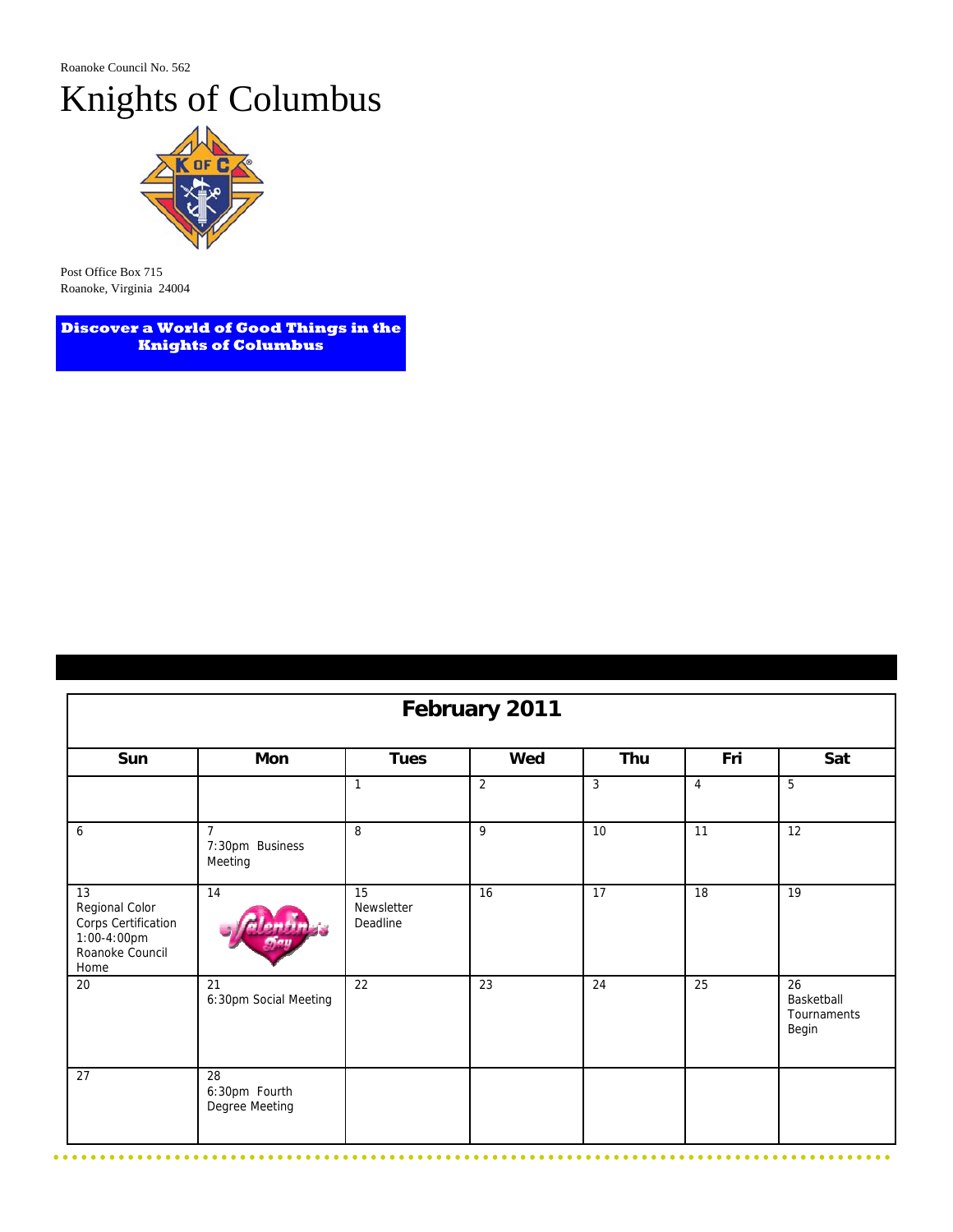Roanoke Council No. 562

# Knights of Columbus

Post Office Box 715
Roanoke, Virginia 24004

**Discover a World of Good Things in the Knights of Columbus**

## February 2011

| Sun | Mon | Tues | Wed | Thu | Fri | Sat |
|---|---|---|---|---|---|---|
| | | 1 | 2 | 3 | 4 | 5 |
| 6 | 7<br>7:30pm Business Meeting | 8 | 9 | 10 | 11 | 12 |
| 13<br>Regional Color Corps Certification 1:00-4:00pm Roanoke Council Home | 14<br>Valentine's Day | 15<br>Newsletter Deadline | 16 | 17 | 18 | 19 |
| 20 | 21<br>6:30pm Social Meeting | 22 | 23 | 24 | 25 | 26<br>Basketball Tournaments Begin |
| 27 | 28<br>6:30pm Fourth Degree Meeting | | | | | |